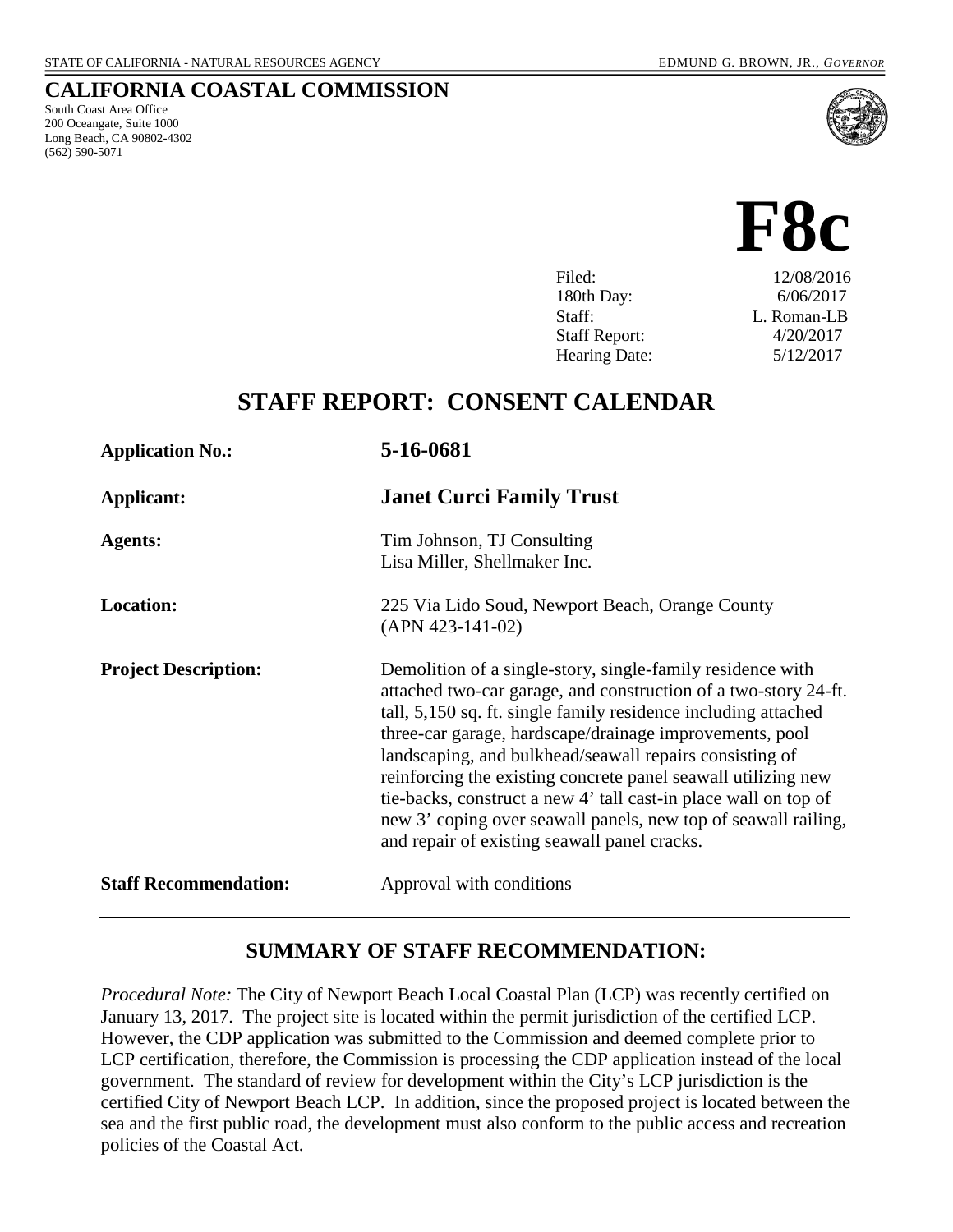STATE OF CALIFORNIA - NATURAL RESOURCES AGENCY EDMUND G. BROWN, JR., *GOVERNOR*

## CALIFORNIA COASTAL COMMISSION

South Coast Area Office
200 Oceangate, Suite 1000
Long Beach, CA 90802-4302
(562) 590-5071

# F8c

| | |
|---|---|
| Filed: | 12/08/2016 |
| 180th Day: | 6/06/2017 |
| Staff: | L. Roman-LB |
| Staff Report: | 4/20/2017 |
| Hearing Date: | 5/12/2017 |

## STAFF REPORT: CONSENT CALENDAR

**Application No.:** **5-16-0681**

**Applicant:** **Janet Curci Family Trust**

**Agents:** Tim Johnson, TJ Consulting
Lisa Miller, Shellmaker Inc.

**Location:** 225 Via Lido Soud, Newport Beach, Orange County (APN 423-141-02)

**Project Description:** Demolition of a single-story, single-family residence with attached two-car garage, and construction of a two-story 24-ft. tall, 5,150 sq. ft. single family residence including attached three-car garage, hardscape/drainage improvements, pool landscaping, and bulkhead/seawall repairs consisting of reinforcing the existing concrete panel seawall utilizing new tie-backs, construct a new 4' tall cast-in place wall on top of new 3' coping over seawall panels, new top of seawall railing, and repair of existing seawall panel cracks.

**Staff Recommendation:** Approval with conditions

---

## SUMMARY OF STAFF RECOMMENDATION:

*Procedural Note:* The City of Newport Beach Local Coastal Plan (LCP) was recently certified on January 13, 2017. The project site is located within the permit jurisdiction of the certified LCP. However, the CDP application was submitted to the Commission and deemed complete prior to LCP certification, therefore, the Commission is processing the CDP application instead of the local government. The standard of review for development within the City's LCP jurisdiction is the certified City of Newport Beach LCP. In addition, since the proposed project is located between the sea and the first public road, the development must also conform to the public access and recreation policies of the Coastal Act.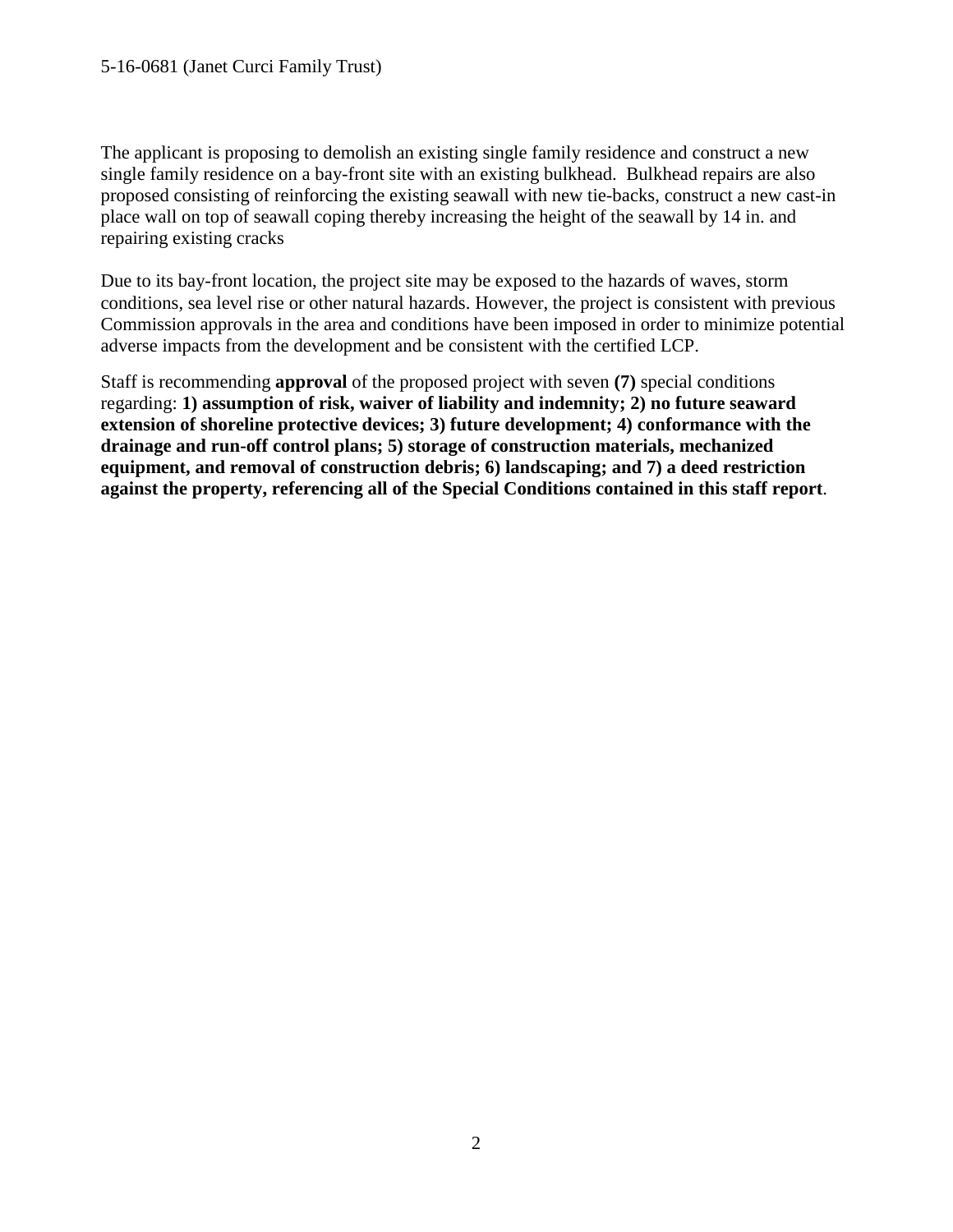The applicant is proposing to demolish an existing single family residence and construct a new single family residence on a bay-front site with an existing bulkhead. Bulkhead repairs are also proposed consisting of reinforcing the existing seawall with new tie-backs, construct a new cast-in place wall on top of seawall coping thereby increasing the height of the seawall by 14 in. and repairing existing cracks

Due to its bay-front location, the project site may be exposed to the hazards of waves, storm conditions, sea level rise or other natural hazards. However, the project is consistent with previous Commission approvals in the area and conditions have been imposed in order to minimize potential adverse impacts from the development and be consistent with the certified LCP.

Staff is recommending **approval** of the proposed project with seven **(7)** special conditions regarding: **1) assumption of risk, waiver of liability and indemnity; 2) no future seaward extension of shoreline protective devices; 3) future development; 4) conformance with the drainage and run-off control plans; 5) storage of construction materials, mechanized equipment, and removal of construction debris; 6) landscaping; and 7) a deed restriction against the property, referencing all of the Special Conditions contained in this staff report**.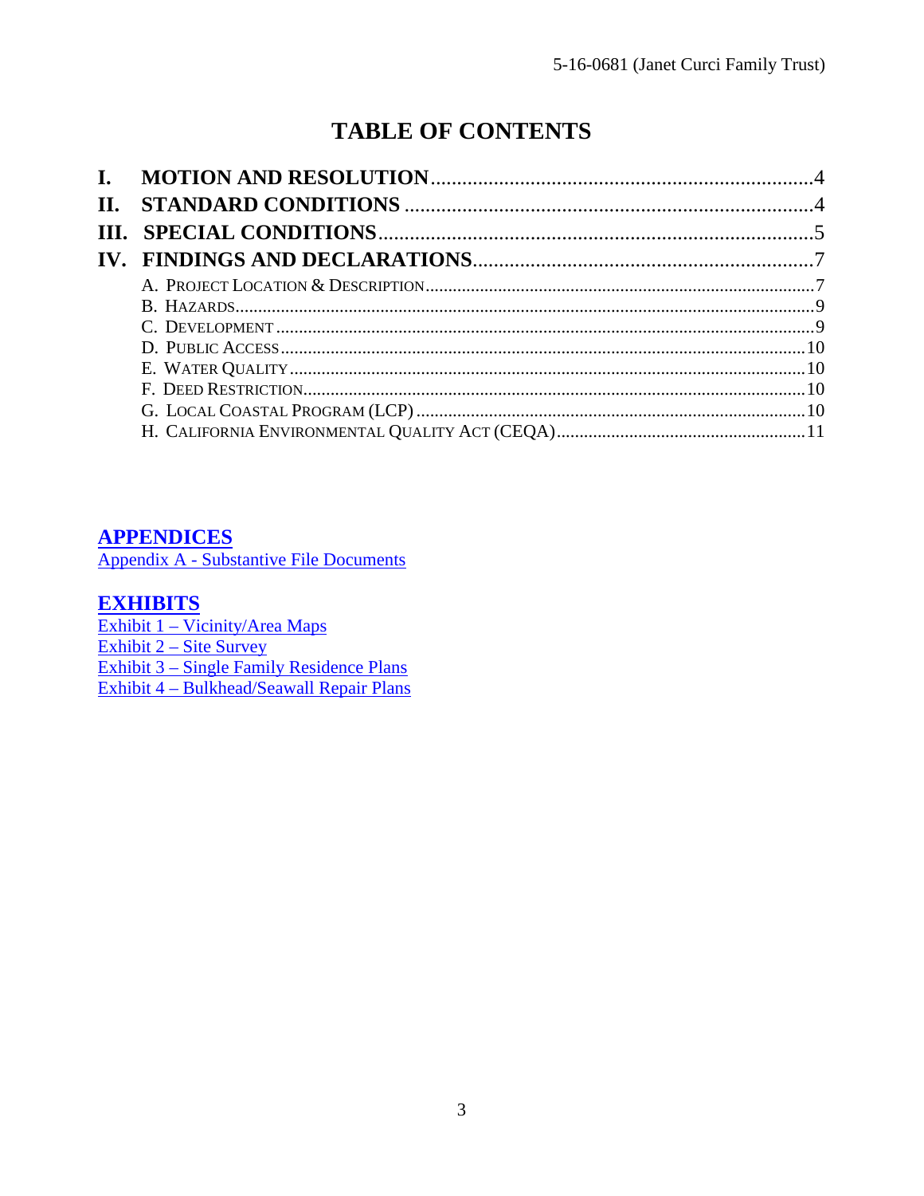# TABLE OF CONTENTS

**I. MOTION AND RESOLUTION** ........................................................................4
**II. STANDARD CONDITIONS** ..........................................................................4
**III. SPECIAL CONDITIONS** ..............................................................................5
**IV. FINDINGS AND DECLARATIONS** ...............................................................7

- A. PROJECT LOCATION & DESCRIPTION ....................................................................7
- B. HAZARDS ..................................................................................................................9
- C. DEVELOPMENT ........................................................................................................9
- D. PUBLIC ACCESS ......................................................................................................10
- E. WATER QUALITY .....................................................................................................10
- F. DEED RESTRICTION .................................................................................................10
- G. LOCAL COASTAL PROGRAM (LCP) .........................................................................10
- H. CALIFORNIA ENVIRONMENTAL QUALITY ACT (CEQA) ..........................................11

## APPENDICES

Appendix A - Substantive File Documents

## EXHIBITS

Exhibit 1 – Vicinity/Area Maps
Exhibit 2 – Site Survey
Exhibit 3 – Single Family Residence Plans
Exhibit 4 – Bulkhead/Seawall Repair Plans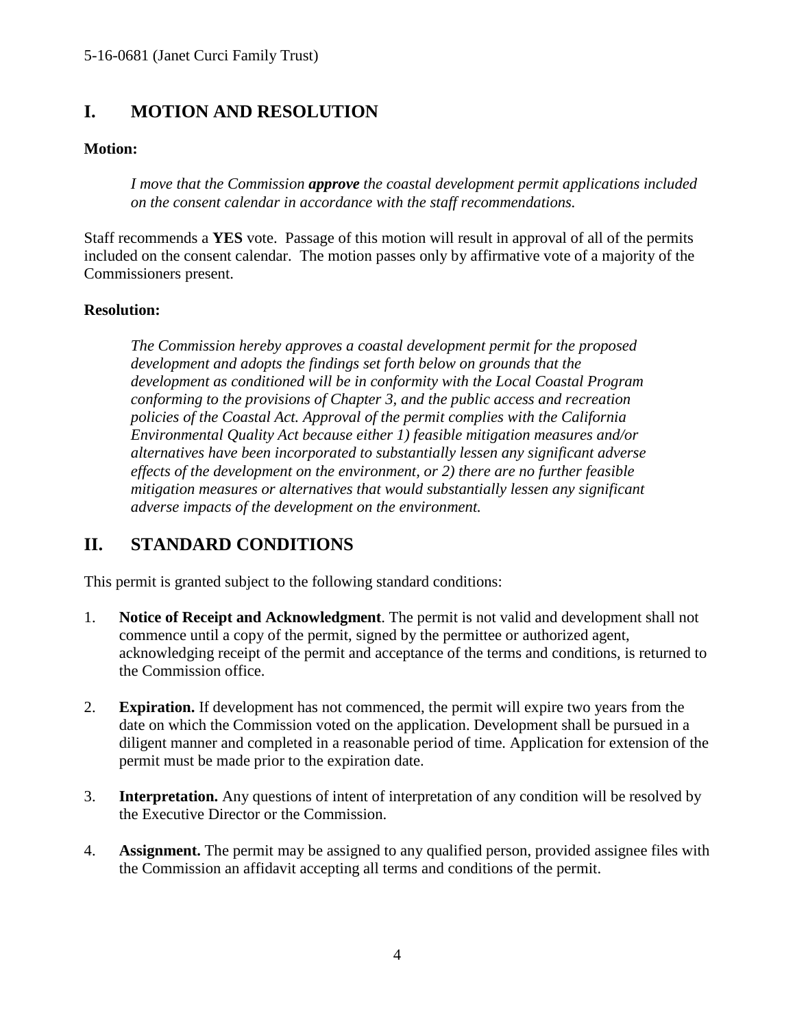## I. MOTION AND RESOLUTION

**Motion:**

> *I move that the Commission* ***approve*** *the coastal development permit applications included on the consent calendar in accordance with the staff recommendations.*

Staff recommends a **YES** vote. Passage of this motion will result in approval of all of the permits included on the consent calendar. The motion passes only by affirmative vote of a majority of the Commissioners present.

**Resolution:**

> *The Commission hereby approves a coastal development permit for the proposed development and adopts the findings set forth below on grounds that the development as conditioned will be in conformity with the Local Coastal Program conforming to the provisions of Chapter 3, and the public access and recreation policies of the Coastal Act. Approval of the permit complies with the California Environmental Quality Act because either 1) feasible mitigation measures and/or alternatives have been incorporated to substantially lessen any significant adverse effects of the development on the environment, or 2) there are no further feasible mitigation measures or alternatives that would substantially lessen any significant adverse impacts of the development on the environment.*

## II. STANDARD CONDITIONS

This permit is granted subject to the following standard conditions:

1. **Notice of Receipt and Acknowledgment**. The permit is not valid and development shall not commence until a copy of the permit, signed by the permittee or authorized agent, acknowledging receipt of the permit and acceptance of the terms and conditions, is returned to the Commission office.

2. **Expiration.** If development has not commenced, the permit will expire two years from the date on which the Commission voted on the application. Development shall be pursued in a diligent manner and completed in a reasonable period of time. Application for extension of the permit must be made prior to the expiration date.

3. **Interpretation.** Any questions of intent of interpretation of any condition will be resolved by the Executive Director or the Commission.

4. **Assignment.** The permit may be assigned to any qualified person, provided assignee files with the Commission an affidavit accepting all terms and conditions of the permit.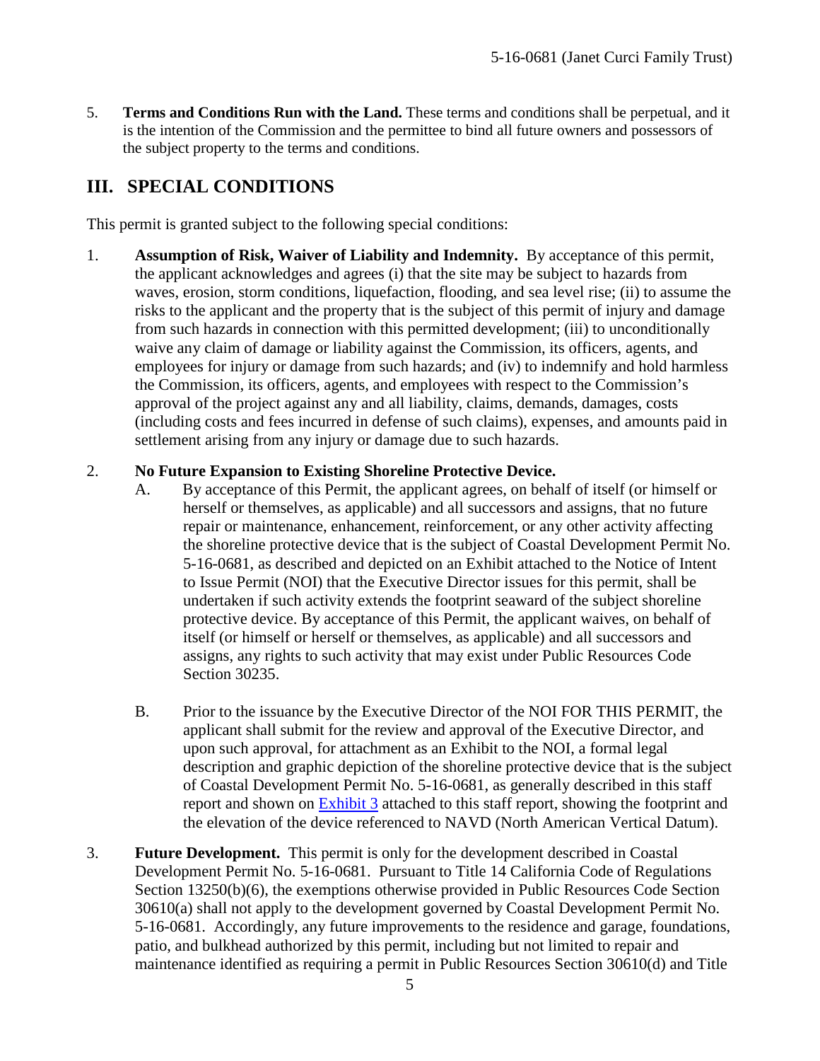5. **Terms and Conditions Run with the Land.** These terms and conditions shall be perpetual, and it is the intention of the Commission and the permittee to bind all future owners and possessors of the subject property to the terms and conditions.

## III. SPECIAL CONDITIONS

This permit is granted subject to the following special conditions:

1. **Assumption of Risk, Waiver of Liability and Indemnity.** By acceptance of this permit, the applicant acknowledges and agrees (i) that the site may be subject to hazards from waves, erosion, storm conditions, liquefaction, flooding, and sea level rise; (ii) to assume the risks to the applicant and the property that is the subject of this permit of injury and damage from such hazards in connection with this permitted development; (iii) to unconditionally waive any claim of damage or liability against the Commission, its officers, agents, and employees for injury or damage from such hazards; and (iv) to indemnify and hold harmless the Commission, its officers, agents, and employees with respect to the Commission's approval of the project against any and all liability, claims, demands, damages, costs (including costs and fees incurred in defense of such claims), expenses, and amounts paid in settlement arising from any injury or damage due to such hazards.

2. **No Future Expansion to Existing Shoreline Protective Device.**
   A. By acceptance of this Permit, the applicant agrees, on behalf of itself (or himself or herself or themselves, as applicable) and all successors and assigns, that no future repair or maintenance, enhancement, reinforcement, or any other activity affecting the shoreline protective device that is the subject of Coastal Development Permit No. 5-16-0681, as described and depicted on an Exhibit attached to the Notice of Intent to Issue Permit (NOI) that the Executive Director issues for this permit, shall be undertaken if such activity extends the footprint seaward of the subject shoreline protective device. By acceptance of this Permit, the applicant waives, on behalf of itself (or himself or herself or themselves, as applicable) and all successors and assigns, any rights to such activity that may exist under Public Resources Code Section 30235.

   B. Prior to the issuance by the Executive Director of the NOI FOR THIS PERMIT, the applicant shall submit for the review and approval of the Executive Director, and upon such approval, for attachment as an Exhibit to the NOI, a formal legal description and graphic depiction of the shoreline protective device that is the subject of Coastal Development Permit No. 5-16-0681, as generally described in this staff report and shown on Exhibit 3 attached to this staff report, showing the footprint and the elevation of the device referenced to NAVD (North American Vertical Datum).

3. **Future Development.** This permit is only for the development described in Coastal Development Permit No. 5-16-0681. Pursuant to Title 14 California Code of Regulations Section 13250(b)(6), the exemptions otherwise provided in Public Resources Code Section 30610(a) shall not apply to the development governed by Coastal Development Permit No. 5-16-0681. Accordingly, any future improvements to the residence and garage, foundations, patio, and bulkhead authorized by this permit, including but not limited to repair and maintenance identified as requiring a permit in Public Resources Section 30610(d) and Title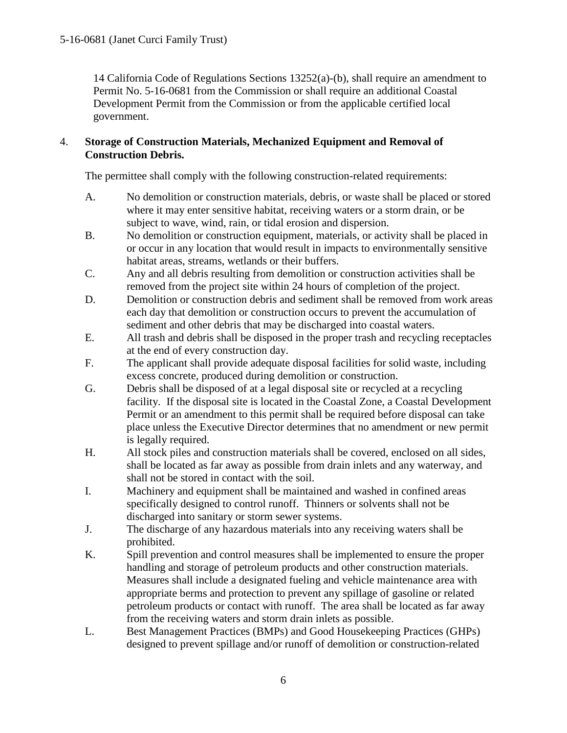14 California Code of Regulations Sections 13252(a)-(b), shall require an amendment to Permit No. 5-16-0681 from the Commission or shall require an additional Coastal Development Permit from the Commission or from the applicable certified local government.

4. **Storage of Construction Materials, Mechanized Equipment and Removal of Construction Debris.**

   The permittee shall comply with the following construction-related requirements:

   A. No demolition or construction materials, debris, or waste shall be placed or stored where it may enter sensitive habitat, receiving waters or a storm drain, or be subject to wave, wind, rain, or tidal erosion and dispersion.

   B. No demolition or construction equipment, materials, or activity shall be placed in or occur in any location that would result in impacts to environmentally sensitive habitat areas, streams, wetlands or their buffers.

   C. Any and all debris resulting from demolition or construction activities shall be removed from the project site within 24 hours of completion of the project.

   D. Demolition or construction debris and sediment shall be removed from work areas each day that demolition or construction occurs to prevent the accumulation of sediment and other debris that may be discharged into coastal waters.

   E. All trash and debris shall be disposed in the proper trash and recycling receptacles at the end of every construction day.

   F. The applicant shall provide adequate disposal facilities for solid waste, including excess concrete, produced during demolition or construction.

   G. Debris shall be disposed of at a legal disposal site or recycled at a recycling facility. If the disposal site is located in the Coastal Zone, a Coastal Development Permit or an amendment to this permit shall be required before disposal can take place unless the Executive Director determines that no amendment or new permit is legally required.

   H. All stock piles and construction materials shall be covered, enclosed on all sides, shall be located as far away as possible from drain inlets and any waterway, and shall not be stored in contact with the soil.

   I. Machinery and equipment shall be maintained and washed in confined areas specifically designed to control runoff. Thinners or solvents shall not be discharged into sanitary or storm sewer systems.

   J. The discharge of any hazardous materials into any receiving waters shall be prohibited.

   K. Spill prevention and control measures shall be implemented to ensure the proper handling and storage of petroleum products and other construction materials. Measures shall include a designated fueling and vehicle maintenance area with appropriate berms and protection to prevent any spillage of gasoline or related petroleum products or contact with runoff. The area shall be located as far away from the receiving waters and storm drain inlets as possible.

   L. Best Management Practices (BMPs) and Good Housekeeping Practices (GHPs) designed to prevent spillage and/or runoff of demolition or construction-related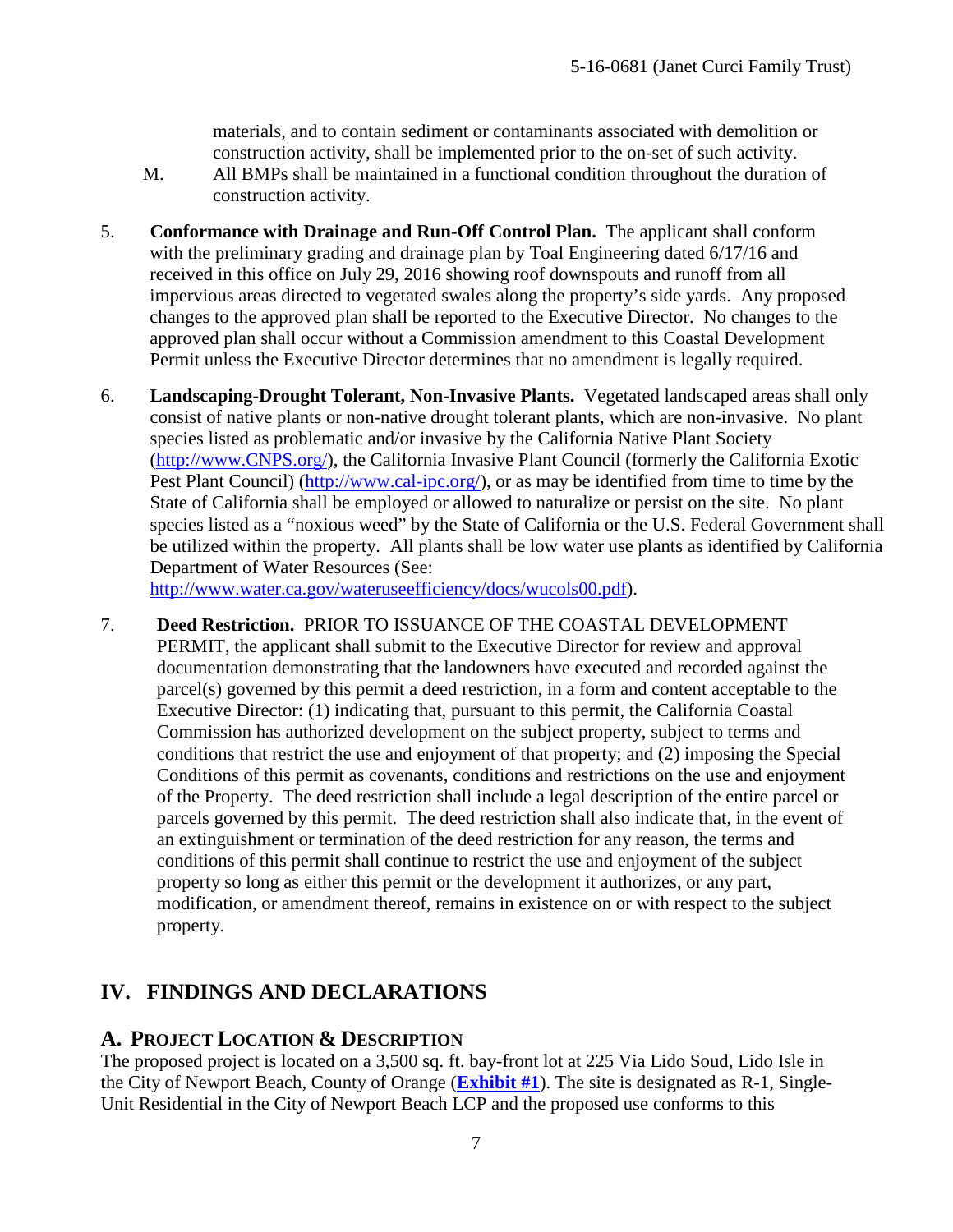materials, and to contain sediment or contaminants associated with demolition or construction activity, shall be implemented prior to the on-set of such activity.

M. All BMPs shall be maintained in a functional condition throughout the duration of construction activity.

5. **Conformance with Drainage and Run-Off Control Plan.** The applicant shall conform with the preliminary grading and drainage plan by Toal Engineering dated 6/17/16 and received in this office on July 29, 2016 showing roof downspouts and runoff from all impervious areas directed to vegetated swales along the property's side yards. Any proposed changes to the approved plan shall be reported to the Executive Director. No changes to the approved plan shall occur without a Commission amendment to this Coastal Development Permit unless the Executive Director determines that no amendment is legally required.

6. **Landscaping-Drought Tolerant, Non-Invasive Plants.** Vegetated landscaped areas shall only consist of native plants or non-native drought tolerant plants, which are non-invasive. No plant species listed as problematic and/or invasive by the California Native Plant Society (http://www.CNPS.org/), the California Invasive Plant Council (formerly the California Exotic Pest Plant Council) (http://www.cal-ipc.org/), or as may be identified from time to time by the State of California shall be employed or allowed to naturalize or persist on the site. No plant species listed as a "noxious weed" by the State of California or the U.S. Federal Government shall be utilized within the property. All plants shall be low water use plants as identified by California Department of Water Resources (See: http://www.water.ca.gov/wateruseefficiency/docs/wucols00.pdf).

7. **Deed Restriction.** PRIOR TO ISSUANCE OF THE COASTAL DEVELOPMENT PERMIT, the applicant shall submit to the Executive Director for review and approval documentation demonstrating that the landowners have executed and recorded against the parcel(s) governed by this permit a deed restriction, in a form and content acceptable to the Executive Director: (1) indicating that, pursuant to this permit, the California Coastal Commission has authorized development on the subject property, subject to terms and conditions that restrict the use and enjoyment of that property; and (2) imposing the Special Conditions of this permit as covenants, conditions and restrictions on the use and enjoyment of the Property. The deed restriction shall include a legal description of the entire parcel or parcels governed by this permit. The deed restriction shall also indicate that, in the event of an extinguishment or termination of the deed restriction for any reason, the terms and conditions of this permit shall continue to restrict the use and enjoyment of the subject property so long as either this permit or the development it authorizes, or any part, modification, or amendment thereof, remains in existence on or with respect to the subject property.

# IV. FINDINGS AND DECLARATIONS

## A. PROJECT LOCATION & DESCRIPTION

The proposed project is located on a 3,500 sq. ft. bay-front lot at 225 Via Lido Soud, Lido Isle in the City of Newport Beach, County of Orange (**Exhibit #1**). The site is designated as R-1, Single-Unit Residential in the City of Newport Beach LCP and the proposed use conforms to this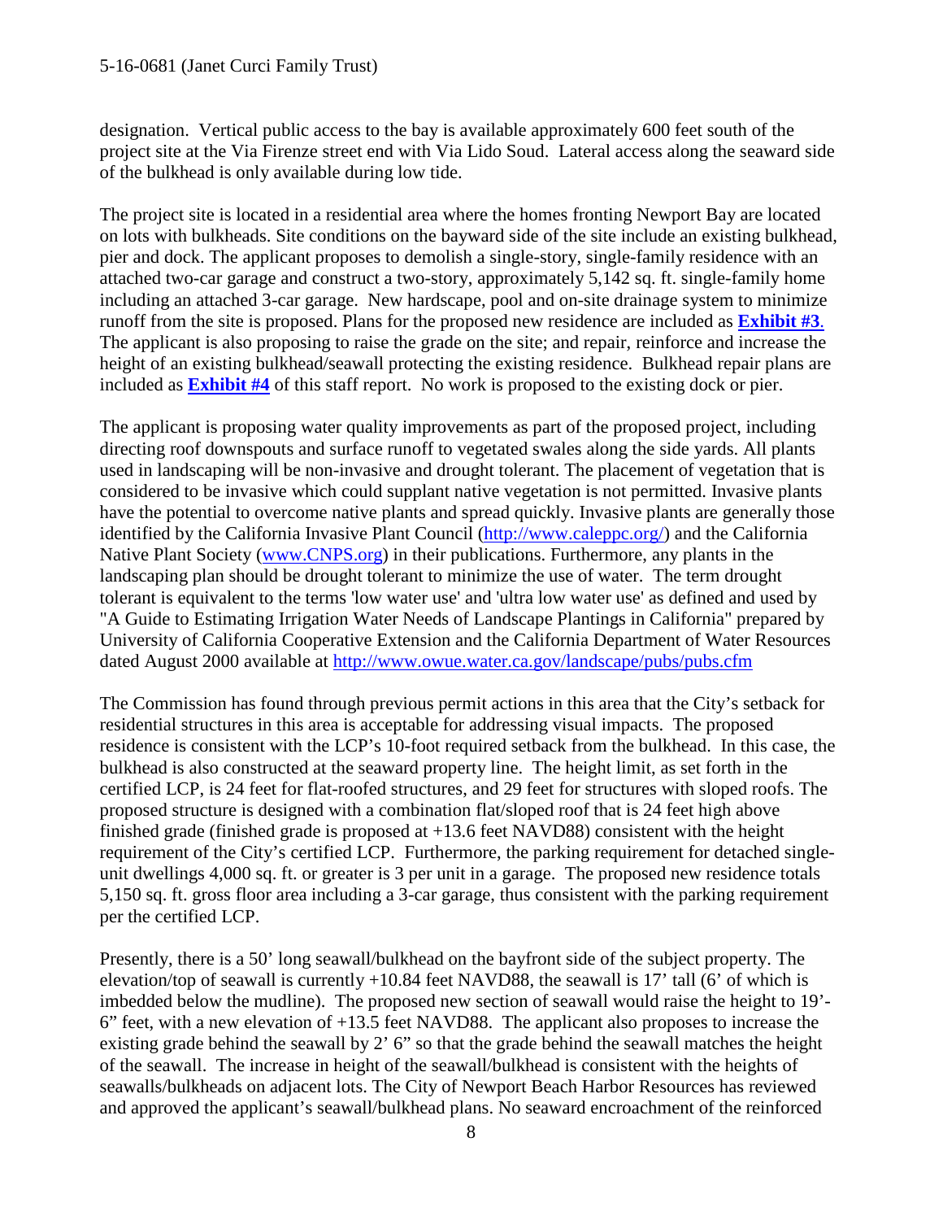designation. Vertical public access to the bay is available approximately 600 feet south of the project site at the Via Firenze street end with Via Lido Soud. Lateral access along the seaward side of the bulkhead is only available during low tide.

The project site is located in a residential area where the homes fronting Newport Bay are located on lots with bulkheads. Site conditions on the bayward side of the site include an existing bulkhead, pier and dock. The applicant proposes to demolish a single-story, single-family residence with an attached two-car garage and construct a two-story, approximately 5,142 sq. ft. single-family home including an attached 3-car garage. New hardscape, pool and on-site drainage system to minimize runoff from the site is proposed. Plans for the proposed new residence are included as **Exhibit #3**. The applicant is also proposing to raise the grade on the site; and repair, reinforce and increase the height of an existing bulkhead/seawall protecting the existing residence. Bulkhead repair plans are included as **Exhibit #4** of this staff report. No work is proposed to the existing dock or pier.

The applicant is proposing water quality improvements as part of the proposed project, including directing roof downspouts and surface runoff to vegetated swales along the side yards. All plants used in landscaping will be non-invasive and drought tolerant. The placement of vegetation that is considered to be invasive which could supplant native vegetation is not permitted. Invasive plants have the potential to overcome native plants and spread quickly. Invasive plants are generally those identified by the California Invasive Plant Council (http://www.caleppc.org/) and the California Native Plant Society (www.CNPS.org) in their publications. Furthermore, any plants in the landscaping plan should be drought tolerant to minimize the use of water. The term drought tolerant is equivalent to the terms 'low water use' and 'ultra low water use' as defined and used by "A Guide to Estimating Irrigation Water Needs of Landscape Plantings in California" prepared by University of California Cooperative Extension and the California Department of Water Resources dated August 2000 available at http://www.owue.water.ca.gov/landscape/pubs/pubs.cfm

The Commission has found through previous permit actions in this area that the City's setback for residential structures in this area is acceptable for addressing visual impacts. The proposed residence is consistent with the LCP's 10-foot required setback from the bulkhead. In this case, the bulkhead is also constructed at the seaward property line. The height limit, as set forth in the certified LCP, is 24 feet for flat-roofed structures, and 29 feet for structures with sloped roofs. The proposed structure is designed with a combination flat/sloped roof that is 24 feet high above finished grade (finished grade is proposed at +13.6 feet NAVD88) consistent with the height requirement of the City's certified LCP. Furthermore, the parking requirement for detached single-unit dwellings 4,000 sq. ft. or greater is 3 per unit in a garage. The proposed new residence totals 5,150 sq. ft. gross floor area including a 3-car garage, thus consistent with the parking requirement per the certified LCP.

Presently, there is a 50' long seawall/bulkhead on the bayfront side of the subject property. The elevation/top of seawall is currently +10.84 feet NAVD88, the seawall is 17' tall (6' of which is imbedded below the mudline). The proposed new section of seawall would raise the height to 19'-6" feet, with a new elevation of +13.5 feet NAVD88. The applicant also proposes to increase the existing grade behind the seawall by 2' 6" so that the grade behind the seawall matches the height of the seawall. The increase in height of the seawall/bulkhead is consistent with the heights of seawalls/bulkheads on adjacent lots. The City of Newport Beach Harbor Resources has reviewed and approved the applicant's seawall/bulkhead plans. No seaward encroachment of the reinforced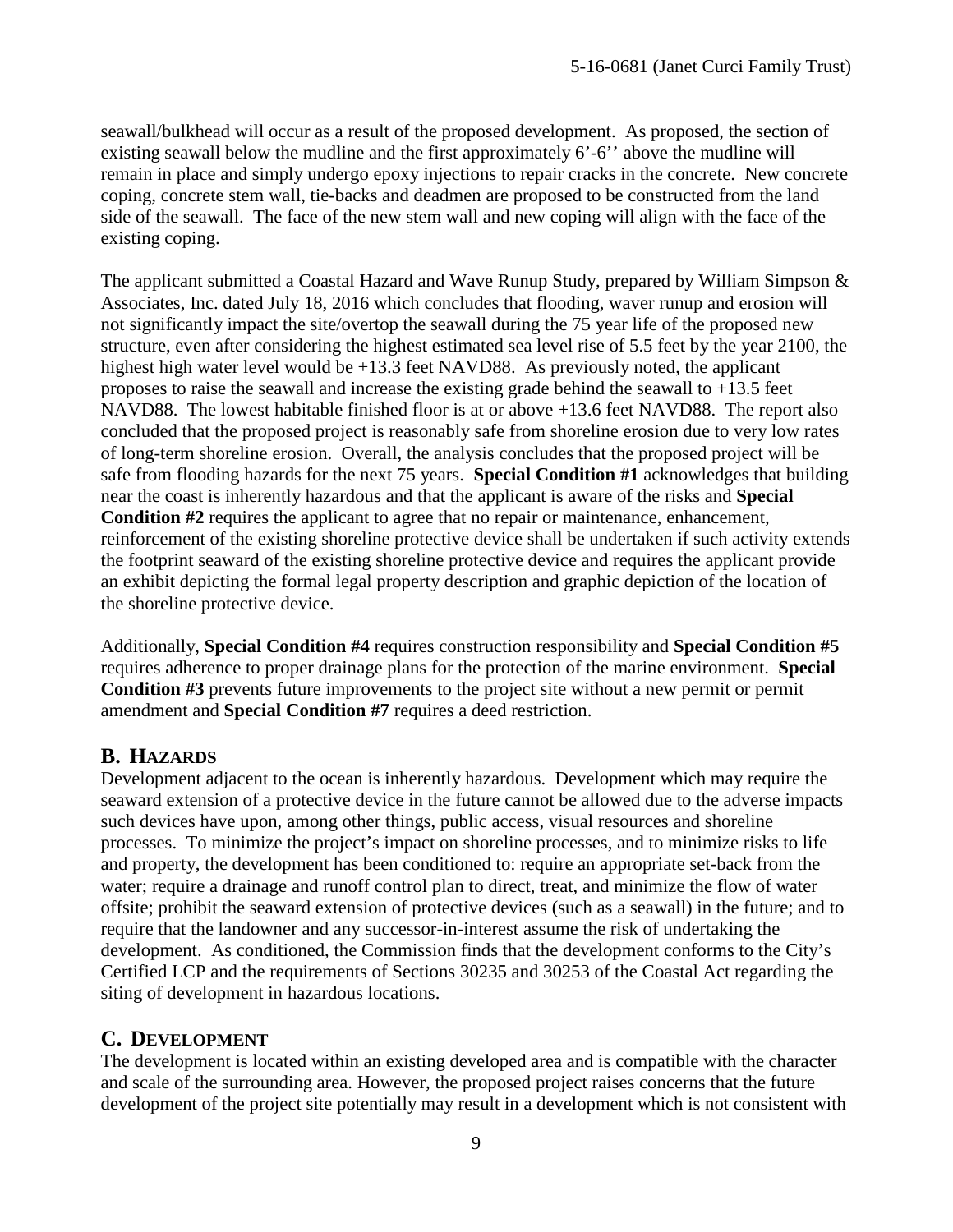seawall/bulkhead will occur as a result of the proposed development. As proposed, the section of existing seawall below the mudline and the first approximately 6'-6'' above the mudline will remain in place and simply undergo epoxy injections to repair cracks in the concrete. New concrete coping, concrete stem wall, tie-backs and deadmen are proposed to be constructed from the land side of the seawall. The face of the new stem wall and new coping will align with the face of the existing coping.

The applicant submitted a Coastal Hazard and Wave Runup Study, prepared by William Simpson & Associates, Inc. dated July 18, 2016 which concludes that flooding, waver runup and erosion will not significantly impact the site/overtop the seawall during the 75 year life of the proposed new structure, even after considering the highest estimated sea level rise of 5.5 feet by the year 2100, the highest high water level would be +13.3 feet NAVD88. As previously noted, the applicant proposes to raise the seawall and increase the existing grade behind the seawall to +13.5 feet NAVD88. The lowest habitable finished floor is at or above +13.6 feet NAVD88. The report also concluded that the proposed project is reasonably safe from shoreline erosion due to very low rates of long-term shoreline erosion. Overall, the analysis concludes that the proposed project will be safe from flooding hazards for the next 75 years. **Special Condition #1** acknowledges that building near the coast is inherently hazardous and that the applicant is aware of the risks and **Special Condition #2** requires the applicant to agree that no repair or maintenance, enhancement, reinforcement of the existing shoreline protective device shall be undertaken if such activity extends the footprint seaward of the existing shoreline protective device and requires the applicant provide an exhibit depicting the formal legal property description and graphic depiction of the location of the shoreline protective device.

Additionally, **Special Condition #4** requires construction responsibility and **Special Condition #5** requires adherence to proper drainage plans for the protection of the marine environment. **Special Condition #3** prevents future improvements to the project site without a new permit or permit amendment and **Special Condition #7** requires a deed restriction.

## B. Hazards

Development adjacent to the ocean is inherently hazardous. Development which may require the seaward extension of a protective device in the future cannot be allowed due to the adverse impacts such devices have upon, among other things, public access, visual resources and shoreline processes. To minimize the project's impact on shoreline processes, and to minimize risks to life and property, the development has been conditioned to: require an appropriate set-back from the water; require a drainage and runoff control plan to direct, treat, and minimize the flow of water offsite; prohibit the seaward extension of protective devices (such as a seawall) in the future; and to require that the landowner and any successor-in-interest assume the risk of undertaking the development. As conditioned, the Commission finds that the development conforms to the City's Certified LCP and the requirements of Sections 30235 and 30253 of the Coastal Act regarding the siting of development in hazardous locations.

## C. Development

The development is located within an existing developed area and is compatible with the character and scale of the surrounding area. However, the proposed project raises concerns that the future development of the project site potentially may result in a development which is not consistent with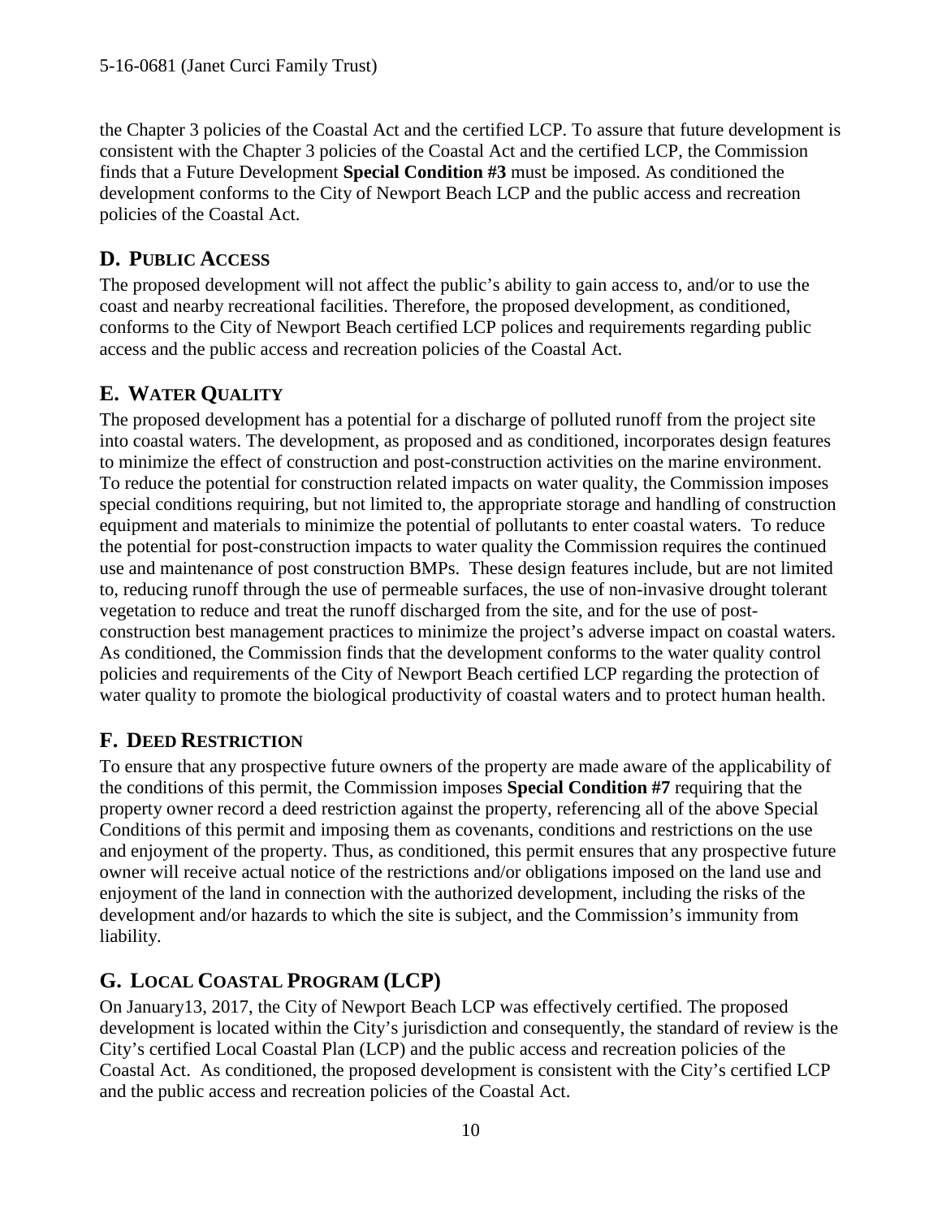the Chapter 3 policies of the Coastal Act and the certified LCP. To assure that future development is consistent with the Chapter 3 policies of the Coastal Act and the certified LCP, the Commission finds that a Future Development **Special Condition #3** must be imposed. As conditioned the development conforms to the City of Newport Beach LCP and the public access and recreation policies of the Coastal Act.

## D. Public Access

The proposed development will not affect the public's ability to gain access to, and/or to use the coast and nearby recreational facilities. Therefore, the proposed development, as conditioned, conforms to the City of Newport Beach certified LCP polices and requirements regarding public access and the public access and recreation policies of the Coastal Act.

## E. Water Quality

The proposed development has a potential for a discharge of polluted runoff from the project site into coastal waters. The development, as proposed and as conditioned, incorporates design features to minimize the effect of construction and post-construction activities on the marine environment. To reduce the potential for construction related impacts on water quality, the Commission imposes special conditions requiring, but not limited to, the appropriate storage and handling of construction equipment and materials to minimize the potential of pollutants to enter coastal waters. To reduce the potential for post-construction impacts to water quality the Commission requires the continued use and maintenance of post construction BMPs. These design features include, but are not limited to, reducing runoff through the use of permeable surfaces, the use of non-invasive drought tolerant vegetation to reduce and treat the runoff discharged from the site, and for the use of post-construction best management practices to minimize the project's adverse impact on coastal waters. As conditioned, the Commission finds that the development conforms to the water quality control policies and requirements of the City of Newport Beach certified LCP regarding the protection of water quality to promote the biological productivity of coastal waters and to protect human health.

## F. Deed Restriction

To ensure that any prospective future owners of the property are made aware of the applicability of the conditions of this permit, the Commission imposes **Special Condition #7** requiring that the property owner record a deed restriction against the property, referencing all of the above Special Conditions of this permit and imposing them as covenants, conditions and restrictions on the use and enjoyment of the property. Thus, as conditioned, this permit ensures that any prospective future owner will receive actual notice of the restrictions and/or obligations imposed on the land use and enjoyment of the land in connection with the authorized development, including the risks of the development and/or hazards to which the site is subject, and the Commission's immunity from liability.

## G. Local Coastal Program (LCP)

On January13, 2017, the City of Newport Beach LCP was effectively certified. The proposed development is located within the City's jurisdiction and consequently, the standard of review is the City's certified Local Coastal Plan (LCP) and the public access and recreation policies of the Coastal Act. As conditioned, the proposed development is consistent with the City's certified LCP and the public access and recreation policies of the Coastal Act.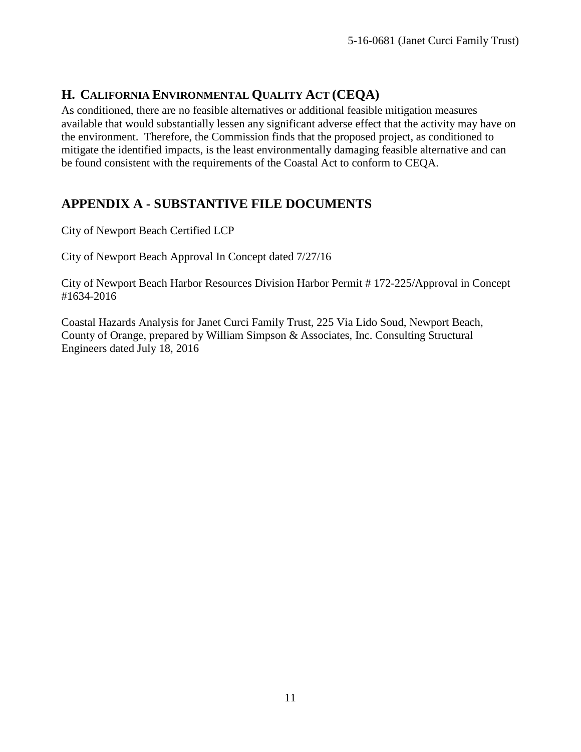## H. California Environmental Quality Act (CEQA)

As conditioned, there are no feasible alternatives or additional feasible mitigation measures available that would substantially lessen any significant adverse effect that the activity may have on the environment. Therefore, the Commission finds that the proposed project, as conditioned to mitigate the identified impacts, is the least environmentally damaging feasible alternative and can be found consistent with the requirements of the Coastal Act to conform to CEQA.

## APPENDIX A - SUBSTANTIVE FILE DOCUMENTS

City of Newport Beach Certified LCP

City of Newport Beach Approval In Concept dated 7/27/16

City of Newport Beach Harbor Resources Division Harbor Permit # 172-225/Approval in Concept #1634-2016

Coastal Hazards Analysis for Janet Curci Family Trust, 225 Via Lido Soud, Newport Beach, County of Orange, prepared by William Simpson & Associates, Inc. Consulting Structural Engineers dated July 18, 2016